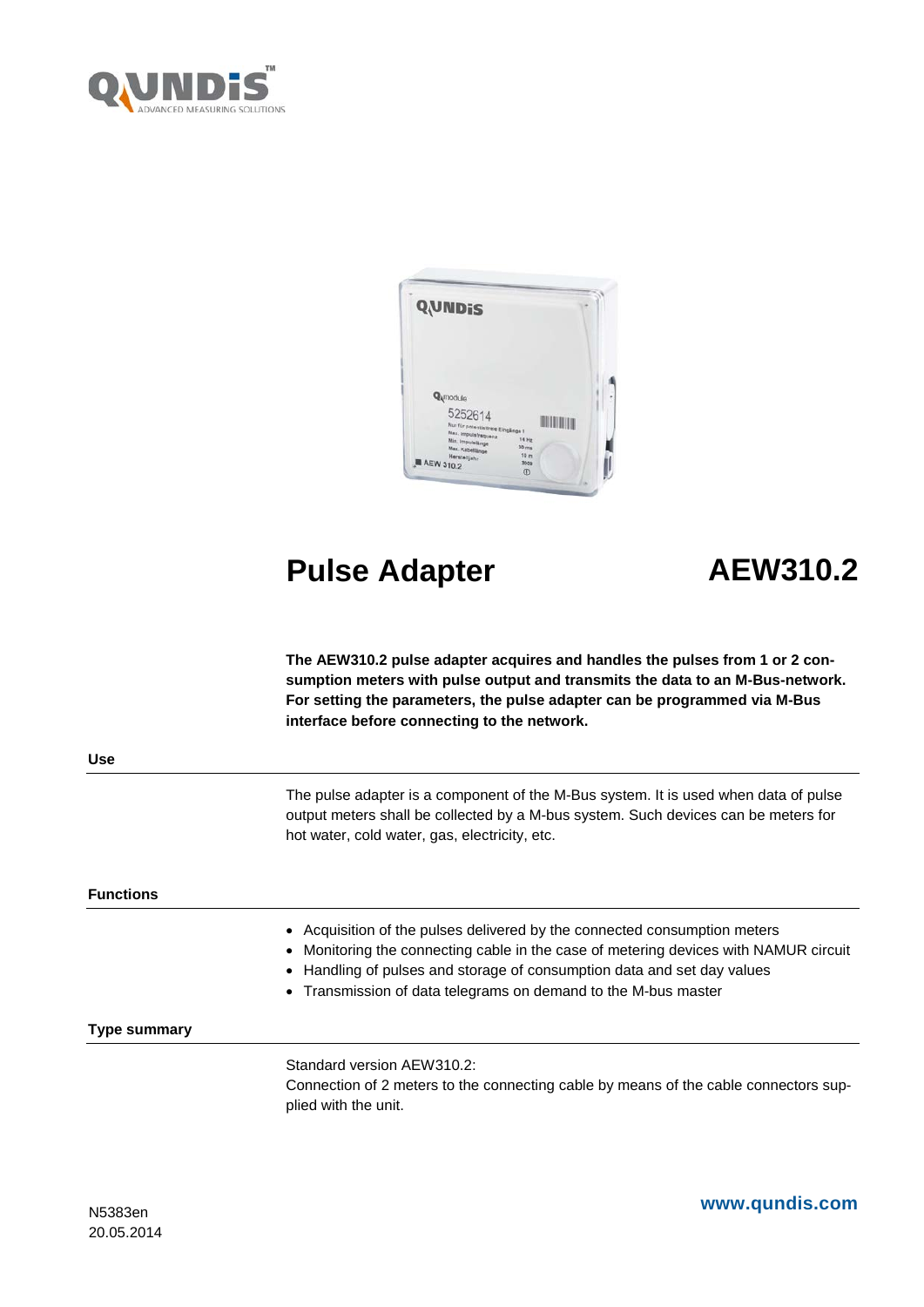# Pulse Adapter AEW310.2

**The AEW310.2 pulse adapter acquires and handles the pulses from 1 or 2 consumption meters with pulse output and transmits the data to an M-Bus-network. For setting the parameters, the pulse adapter can be programmed via M-Bus interface before connecting to the network.**

## Use

The pulse adapter is a component of the M-Bus system. It is used when data of pulse output meters shall be collected by a M-bus system. Such devices can be meters for hot water, cold water, gas, electricity, etc.

## Functions

- Acquisition of the pulses delivered by the connected consumption meters
- Monitoring the connecting cable in the case of metering devices with NAMUR circuit
- Handling of pulses and storage of consumption data and set day values
- Transmission of data telegrams on demand to the M-bus master

## Type summary

Standard version AEW310.2:
Connection of 2 meters to the connecting cable by means of the cable connectors supplied with the unit.

N5383en
20.05.2014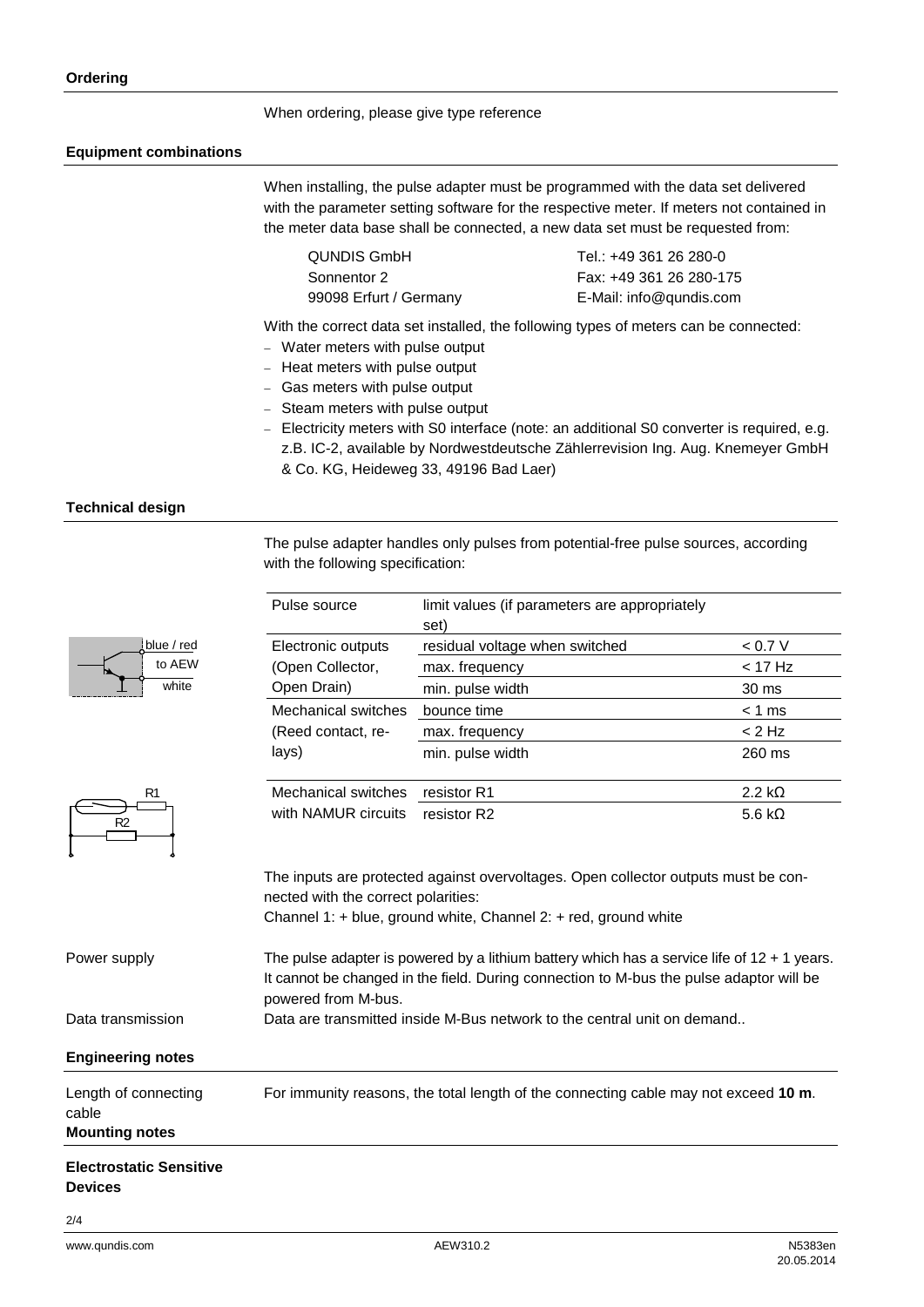## Ordering

When ordering, please give type reference

## Equipment combinations

When installing, the pulse adapter must be programmed with the data set delivered with the parameter setting software for the respective meter. If meters not contained in the meter data base shall be connected, a new data set must be requested from:

| | |
|---|---|
| QUNDIS GmbH | Tel.: +49 361 26 280-0 |
| Sonnentor 2 | Fax: +49 361 26 280-175 |
| 99098 Erfurt / Germany | E-Mail: info@qundis.com |

With the correct data set installed, the following types of meters can be connected:

- Water meters with pulse output
- Heat meters with pulse output
- Gas meters with pulse output
- Steam meters with pulse output
- Electricity meters with S0 interface (note: an additional S0 converter is required, e.g. z.B. IC-2, available by Nordwestdeutsche Zählerrevision Ing. Aug. Knemeyer GmbH & Co. KG, Heideweg 33, 49196 Bad Laer)

## Technical design

The pulse adapter handles only pulses from potential-free pulse sources, according with the following specification:

blue / red
to AEW
white

R1
R2

| Pulse source | limit values (if parameters are appropriately set) | |
|---|---|---|
| Electronic outputs (Open Collector, Open Drain) | residual voltage when switched | < 0.7 V |
| | max. frequency | < 17 Hz |
| | min. pulse width | 30 ms |
| Mechanical switches (Reed contact, relays) | bounce time | < 1 ms |
| | max. frequency | < 2 Hz |
| | min. pulse width | 260 ms |
| Mechanical switches with NAMUR circuits | resistor R1 | 2.2 kΩ |
| | resistor R2 | 5.6 kΩ |

The inputs are protected against overvoltages. Open collector outputs must be connected with the correct polarities:
Channel 1: + blue, ground white, Channel 2: + red, ground white

Power supply

The pulse adapter is powered by a lithium battery which has a service life of 12 + 1 years. It cannot be changed in the field. During connection to M-bus the pulse adaptor will be powered from M-bus.

Data transmission

Data are transmitted inside M-Bus network to the central unit on demand..

## Engineering notes

Length of connecting cable

For immunity reasons, the total length of the connecting cable may not exceed **10 m**.

## Mounting notes

**Electrostatic Sensitive Devices**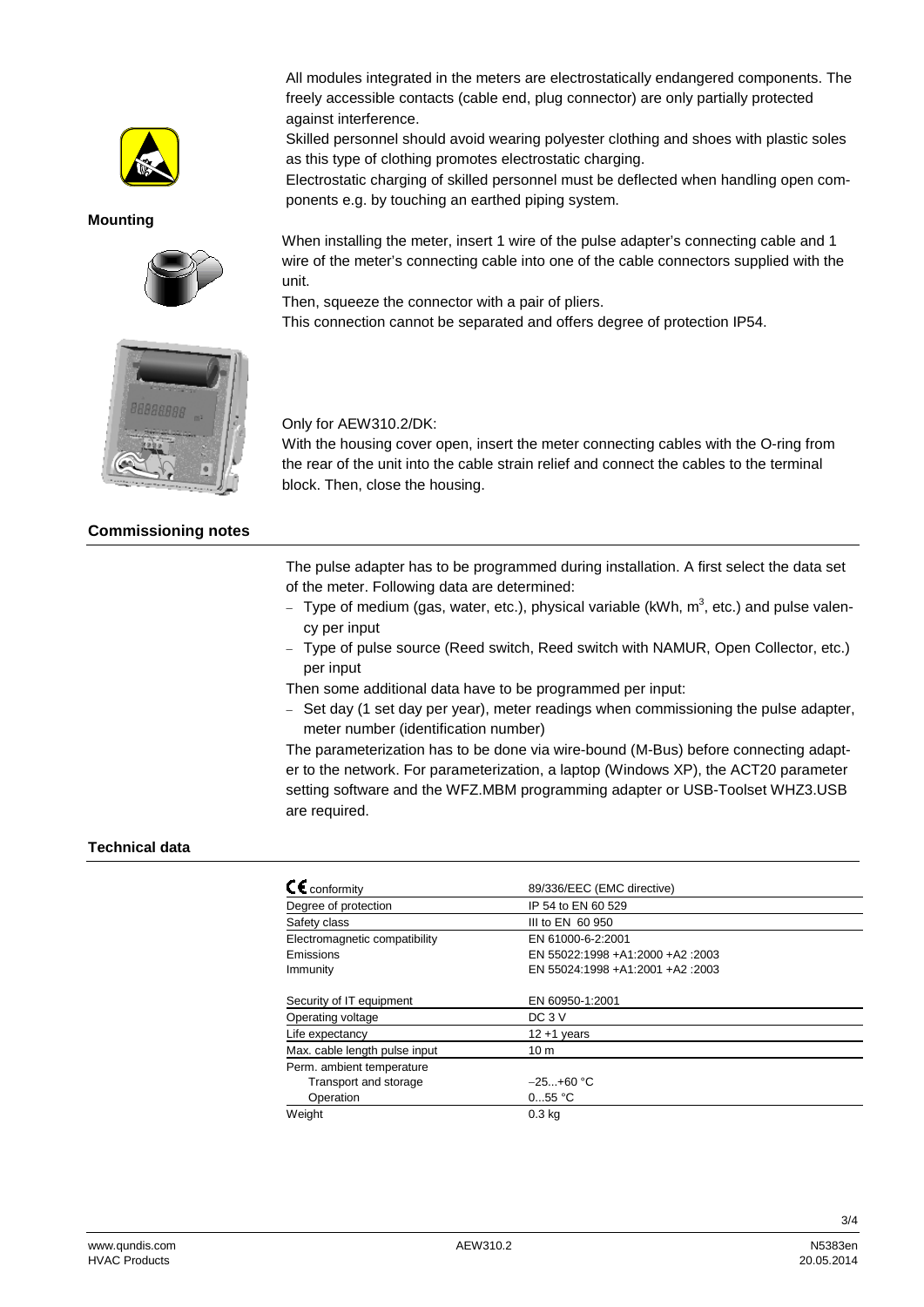All modules integrated in the meters are electrostatically endangered components. The freely accessible contacts (cable end, plug connector) are only partially protected against interference.

Skilled personnel should avoid wearing polyester clothing and shoes with plastic soles as this type of clothing promotes electrostatic charging.

Electrostatic charging of skilled personnel must be deflected when handling open components e.g. by touching an earthed piping system.

**Mounting**

When installing the meter, insert 1 wire of the pulse adapter's connecting cable and 1 wire of the meter's connecting cable into one of the cable connectors supplied with the unit.

Then, squeeze the connector with a pair of pliers.

This connection cannot be separated and offers degree of protection IP54.

Only for AEW310.2/DK:

With the housing cover open, insert the meter connecting cables with the O-ring from the rear of the unit into the cable strain relief and connect the cables to the terminal block. Then, close the housing.

## Commissioning notes

The pulse adapter has to be programmed during installation. A first select the data set of the meter. Following data are determined:

- Type of medium (gas, water, etc.), physical variable (kWh, $m^3$, etc.) and pulse valency per input
- Type of pulse source (Reed switch, Reed switch with NAMUR, Open Collector, etc.) per input

Then some additional data have to be programmed per input:

- Set day (1 set day per year), meter readings when commissioning the pulse adapter, meter number (identification number)

The parameterization has to be done via wire-bound (M-Bus) before connecting adapter to the network. For parameterization, a laptop (Windows XP), the ACT20 parameter setting software and the WFZ.MBM programming adapter or USB-Toolset WHZ3.USB are required.

## Technical data

| | |
|---|---|
| CE conformity | 89/336/EEC (EMC directive) |
| Degree of protection | IP 54 to EN 60 529 |
| Safety class | III to EN 60 950 |
| Electromagnetic compatibility | EN 61000-6-2:2001 |
| Emissions | EN 55022:1998 +A1:2000 +A2 :2003 |
| Immunity | EN 55024:1998 +A1:2001 +A2 :2003 |
| Security of IT equipment | EN 60950-1:2001 |
| Operating voltage | DC 3 V |
| Life expectancy | 12 +1 years |
| Max. cable length pulse input | 10 m |
| Perm. ambient temperature | |
| Transport and storage | −25...+60 °C |
| Operation | 0...55 °C |
| Weight | 0.3 kg |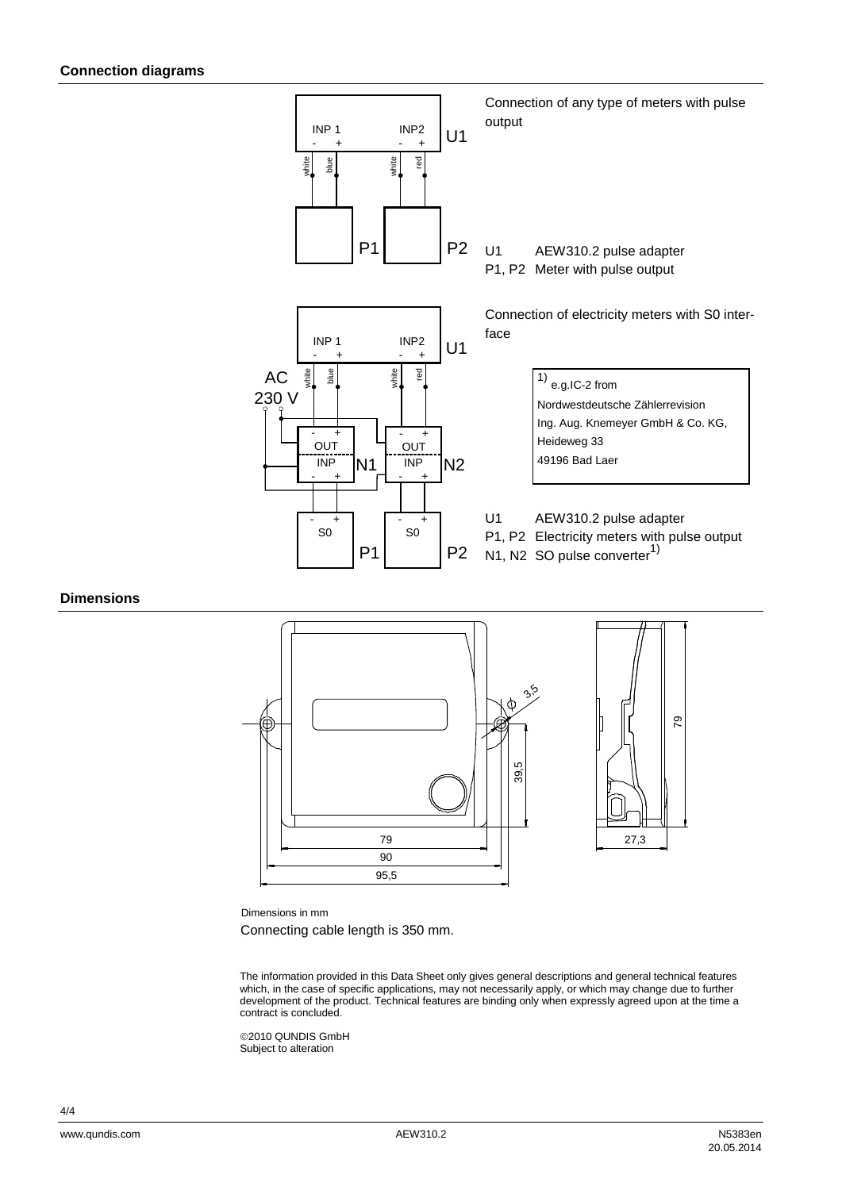## Connection diagrams

Connection of any type of meters with pulse output

U1 AEW310.2 pulse adapter
P1, P2 Meter with pulse output

Connection of electricity meters with S0 interface

1) e.g.IC-2 from
Nordwestdeutsche Zählerrevision
Ing. Aug. Knemeyer GmbH & Co. KG,
Heideweg 33
49196 Bad Laer

U1 AEW310.2 pulse adapter
P1, P2 Electricity meters with pulse output
N1, N2 SO pulse converter[1)]

## Dimensions

Dimensions in mm

Connecting cable length is 350 mm.

The information provided in this Data Sheet only gives general descriptions and general technical features which, in the case of specific applications, may not necessarily apply, or which may change due to further development of the product. Technical features are binding only when expressly agreed upon at the time a contract is concluded.

©2010 QUNDIS GmbH
Subject to alteration